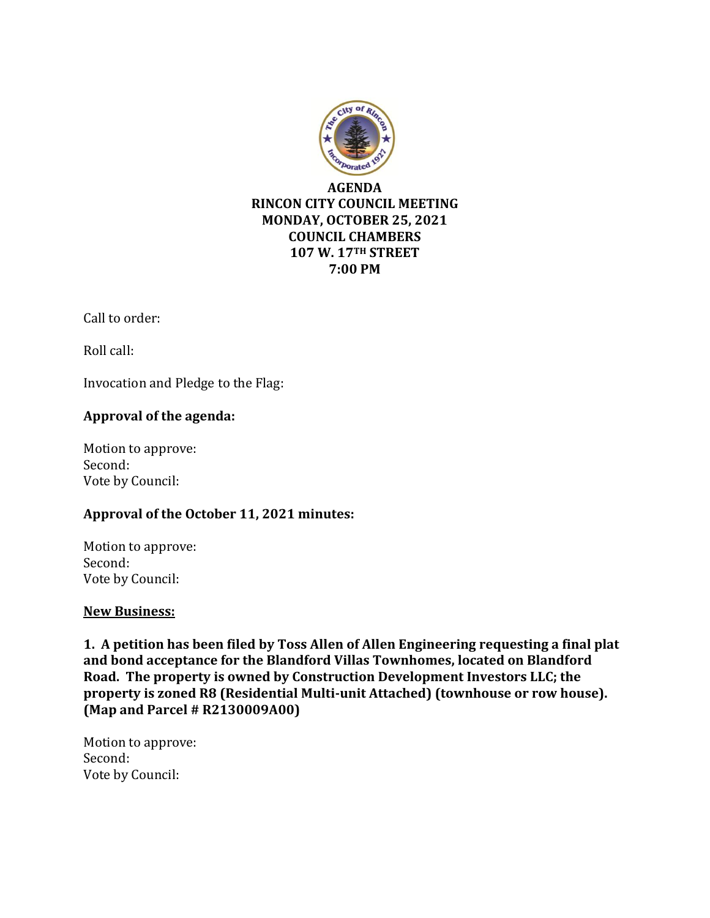# AGENDA
# RINCON CITY COUNCIL MEETING
## MONDAY, OCTOBER 25, 2021
## COUNCIL CHAMBERS
## 107 W. 17TH STREET
## 7:00 PM

Call to order:

Roll call:

Invocation and Pledge to the Flag:

**Approval of the agenda:**

Motion to approve:
Second:
Vote by Council:

**Approval of the October 11, 2021 minutes:**

Motion to approve:
Second:
Vote by Council:

**New Business:**

**1. A petition has been filed by Toss Allen of Allen Engineering requesting a final plat and bond acceptance for the Blandford Villas Townhomes, located on Blandford Road. The property is owned by Construction Development Investors LLC; the property is zoned R8 (Residential Multi-unit Attached) (townhouse or row house). (Map and Parcel # R2130009A00)**

Motion to approve:
Second:
Vote by Council: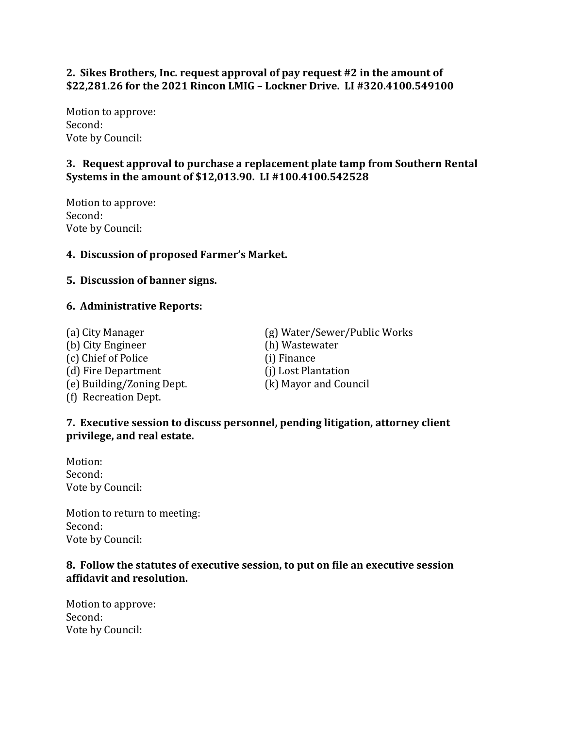**2. Sikes Brothers, Inc. request approval of pay request #2 in the amount of $22,281.26 for the 2021 Rincon LMIG – Lockner Drive. LI #320.4100.549100**

Motion to approve:
Second:
Vote by Council:

**3. Request approval to purchase a replacement plate tamp from Southern Rental Systems in the amount of $12,013.90. LI #100.4100.542528**

Motion to approve:
Second:
Vote by Council:

**4. Discussion of proposed Farmer's Market.**

**5. Discussion of banner signs.**

**6. Administrative Reports:**

(a) City Manager
(b) City Engineer
(c) Chief of Police
(d) Fire Department
(e) Building/Zoning Dept.
(f) Recreation Dept.
(g) Water/Sewer/Public Works
(h) Wastewater
(i) Finance
(j) Lost Plantation
(k) Mayor and Council

**7. Executive session to discuss personnel, pending litigation, attorney client privilege, and real estate.**

Motion:
Second:
Vote by Council:

Motion to return to meeting:
Second:
Vote by Council:

**8. Follow the statutes of executive session, to put on file an executive session affidavit and resolution.**

Motion to approve:
Second:
Vote by Council: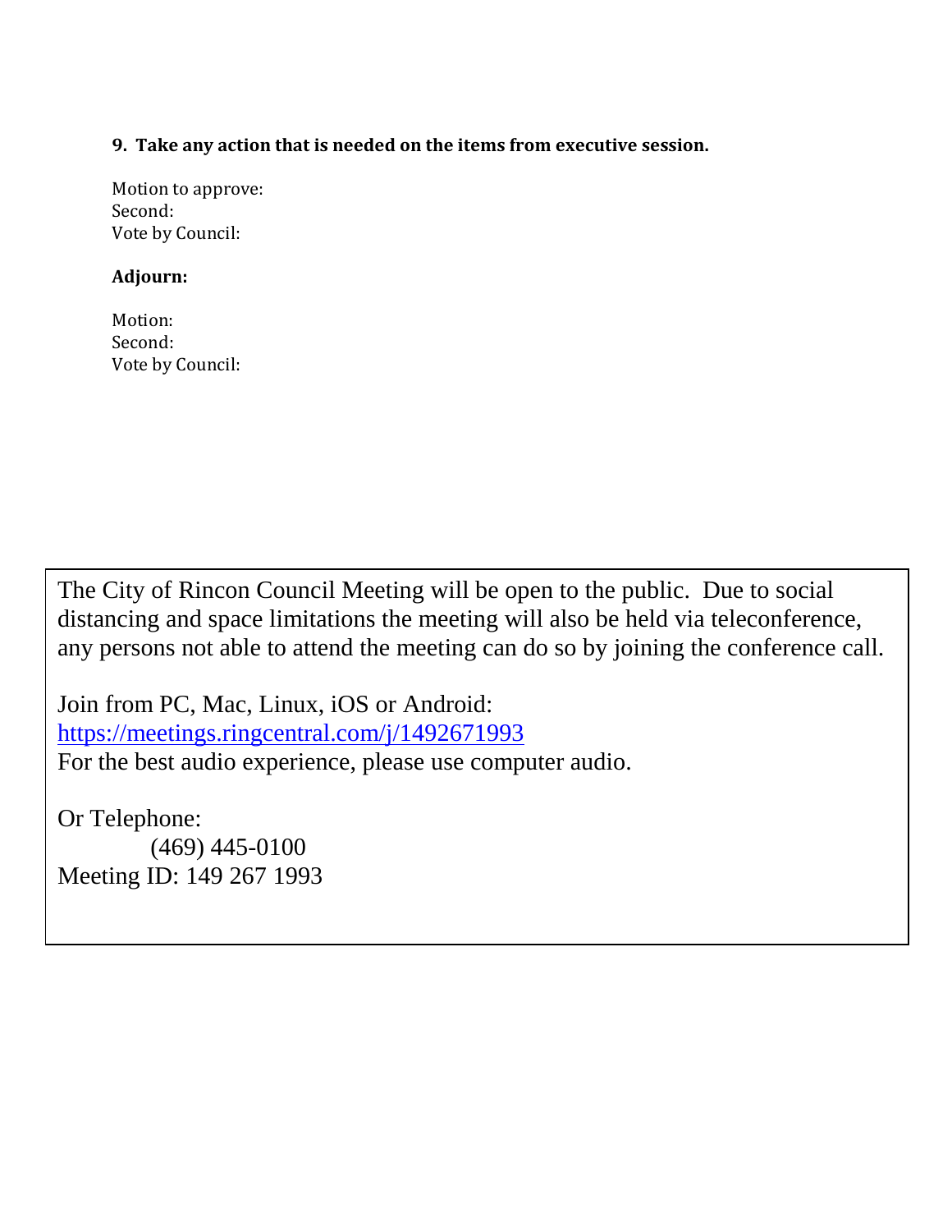**9. Take any action that is needed on the items from executive session.**

Motion to approve:
Second:
Vote by Council:

**Adjourn:**

Motion:
Second:
Vote by Council:

The City of Rincon Council Meeting will be open to the public. Due to social distancing and space limitations the meeting will also be held via teleconference, any persons not able to attend the meeting can do so by joining the conference call.

Join from PC, Mac, Linux, iOS or Android:
https://meetings.ringcentral.com/j/1492671993
For the best audio experience, please use computer audio.

Or Telephone:
(469) 445-0100
Meeting ID: 149 267 1993